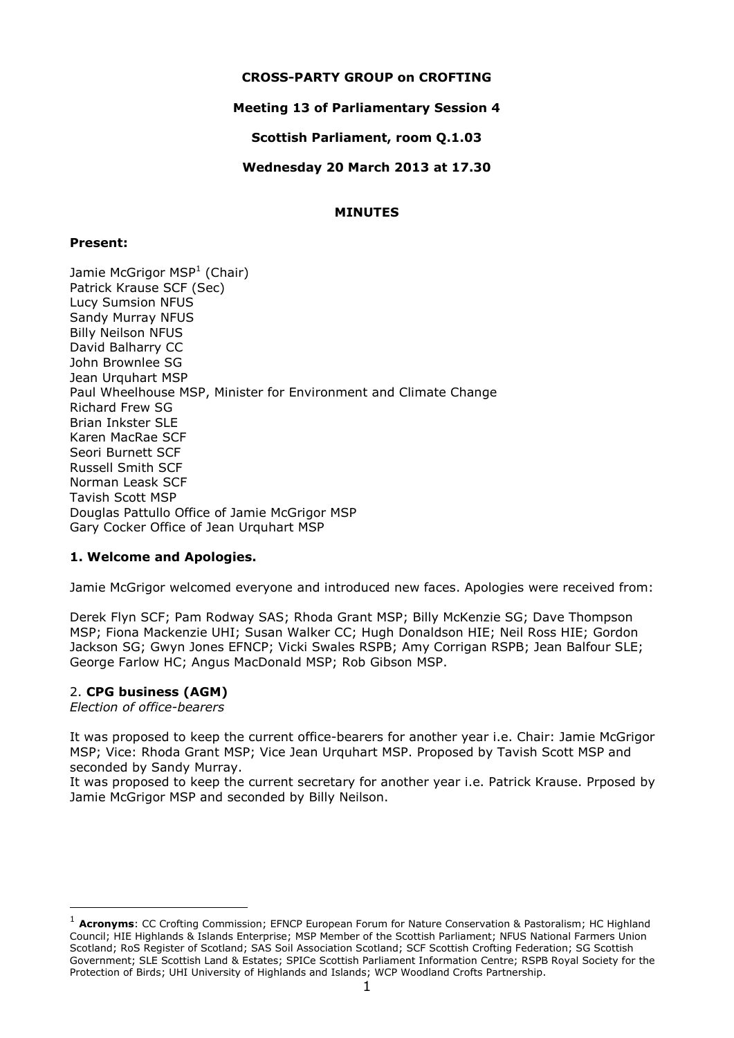**CROSS-PARTY GROUP on CROFTING**

**Meeting 13 of Parliamentary Session 4**

**Scottish Parliament, room Q.1.03**

**Wednesday 20 March 2013 at 17.30**

**MINUTES**

**Present:**

Jamie McGrigor MSP[1] (Chair)
Patrick Krause SCF (Sec)
Lucy Sumsion NFUS
Sandy Murray NFUS
Billy Neilson NFUS
David Balharry CC
John Brownlee SG
Jean Urquhart MSP
Paul Wheelhouse MSP, Minister for Environment and Climate Change
Richard Frew SG
Brian Inkster SLE
Karen MacRae SCF
Seori Burnett SCF
Russell Smith SCF
Norman Leask SCF
Tavish Scott MSP
Douglas Pattullo Office of Jamie McGrigor MSP
Gary Cocker Office of Jean Urquhart MSP

### 1. Welcome and Apologies.

Jamie McGrigor welcomed everyone and introduced new faces. Apologies were received from:

Derek Flyn SCF; Pam Rodway SAS; Rhoda Grant MSP; Billy McKenzie SG; Dave Thompson MSP; Fiona Mackenzie UHI; Susan Walker CC; Hugh Donaldson HIE; Neil Ross HIE; Gordon Jackson SG; Gwyn Jones EFNCP; Vicki Swales RSPB; Amy Corrigan RSPB; Jean Balfour SLE; George Farlow HC; Angus MacDonald MSP; Rob Gibson MSP.

### 2. **CPG business (AGM)**

*Election of office-bearers*

It was proposed to keep the current office-bearers for another year i.e. Chair: Jamie McGrigor MSP; Vice: Rhoda Grant MSP; Vice Jean Urquhart MSP. Proposed by Tavish Scott MSP and seconded by Sandy Murray.
It was proposed to keep the current secretary for another year i.e. Patrick Krause. Prposed by Jamie McGrigor MSP and seconded by Billy Neilson.

---

[1] **Acronyms**: CC Crofting Commission; EFNCP European Forum for Nature Conservation & Pastoralism; HC Highland Council; HIE Highlands & Islands Enterprise; MSP Member of the Scottish Parliament; NFUS National Farmers Union Scotland; RoS Register of Scotland; SAS Soil Association Scotland; SCF Scottish Crofting Federation; SG Scottish Government; SLE Scottish Land & Estates; SPICe Scottish Parliament Information Centre; RSPB Royal Society for the Protection of Birds; UHI University of Highlands and Islands; WCP Woodland Crofts Partnership.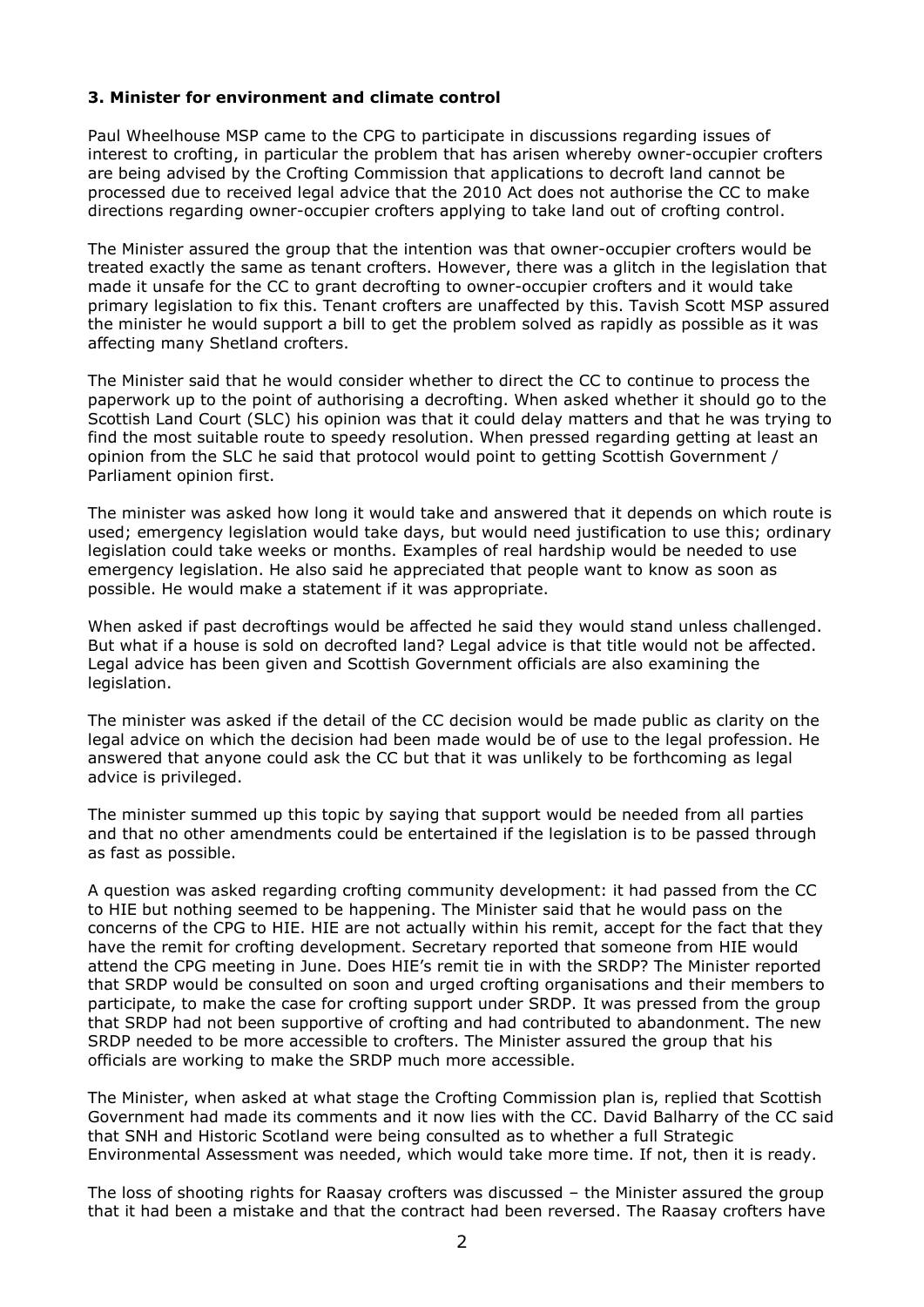### 3. Minister for environment and climate control

Paul Wheelhouse MSP came to the CPG to participate in discussions regarding issues of interest to crofting, in particular the problem that has arisen whereby owner-occupier crofters are being advised by the Crofting Commission that applications to decroft land cannot be processed due to received legal advice that the 2010 Act does not authorise the CC to make directions regarding owner-occupier crofters applying to take land out of crofting control.

The Minister assured the group that the intention was that owner-occupier crofters would be treated exactly the same as tenant crofters. However, there was a glitch in the legislation that made it unsafe for the CC to grant decrofting to owner-occupier crofters and it would take primary legislation to fix this. Tenant crofters are unaffected by this. Tavish Scott MSP assured the minister he would support a bill to get the problem solved as rapidly as possible as it was affecting many Shetland crofters.

The Minister said that he would consider whether to direct the CC to continue to process the paperwork up to the point of authorising a decrofting. When asked whether it should go to the Scottish Land Court (SLC) his opinion was that it could delay matters and that he was trying to find the most suitable route to speedy resolution. When pressed regarding getting at least an opinion from the SLC he said that protocol would point to getting Scottish Government / Parliament opinion first.

The minister was asked how long it would take and answered that it depends on which route is used; emergency legislation would take days, but would need justification to use this; ordinary legislation could take weeks or months. Examples of real hardship would be needed to use emergency legislation. He also said he appreciated that people want to know as soon as possible. He would make a statement if it was appropriate.

When asked if past decroftings would be affected he said they would stand unless challenged. But what if a house is sold on decrofted land? Legal advice is that title would not be affected. Legal advice has been given and Scottish Government officials are also examining the legislation.

The minister was asked if the detail of the CC decision would be made public as clarity on the legal advice on which the decision had been made would be of use to the legal profession. He answered that anyone could ask the CC but that it was unlikely to be forthcoming as legal advice is privileged.

The minister summed up this topic by saying that support would be needed from all parties and that no other amendments could be entertained if the legislation is to be passed through as fast as possible.

A question was asked regarding crofting community development: it had passed from the CC to HIE but nothing seemed to be happening. The Minister said that he would pass on the concerns of the CPG to HIE. HIE are not actually within his remit, accept for the fact that they have the remit for crofting development. Secretary reported that someone from HIE would attend the CPG meeting in June. Does HIE's remit tie in with the SRDP? The Minister reported that SRDP would be consulted on soon and urged crofting organisations and their members to participate, to make the case for crofting support under SRDP. It was pressed from the group that SRDP had not been supportive of crofting and had contributed to abandonment. The new SRDP needed to be more accessible to crofters. The Minister assured the group that his officials are working to make the SRDP much more accessible.

The Minister, when asked at what stage the Crofting Commission plan is, replied that Scottish Government had made its comments and it now lies with the CC. David Balharry of the CC said that SNH and Historic Scotland were being consulted as to whether a full Strategic Environmental Assessment was needed, which would take more time. If not, then it is ready.

The loss of shooting rights for Raasay crofters was discussed – the Minister assured the group that it had been a mistake and that the contract had been reversed. The Raasay crofters have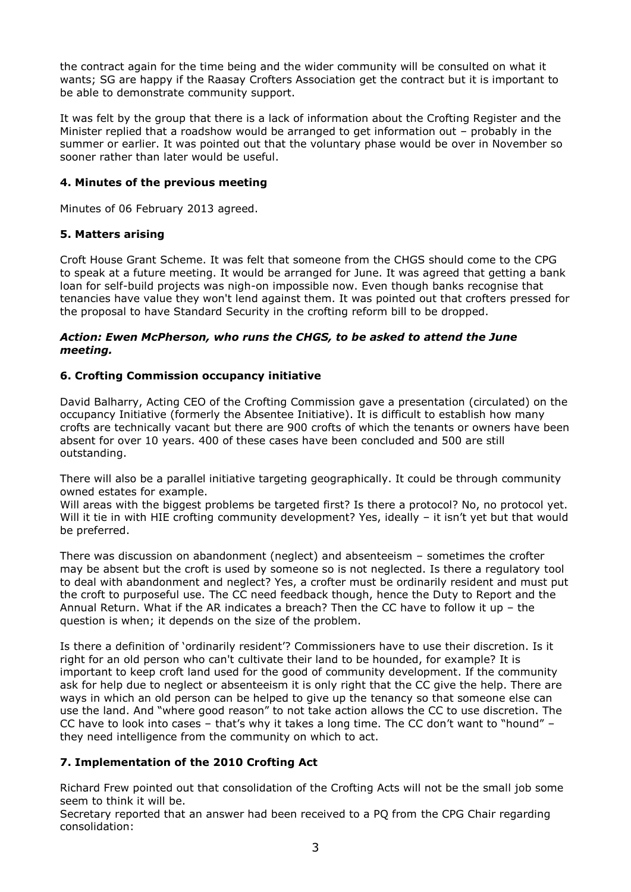the contract again for the time being and the wider community will be consulted on what it wants; SG are happy if the Raasay Crofters Association get the contract but it is important to be able to demonstrate community support.

It was felt by the group that there is a lack of information about the Crofting Register and the Minister replied that a roadshow would be arranged to get information out – probably in the summer or earlier. It was pointed out that the voluntary phase would be over in November so sooner rather than later would be useful.

### 4. Minutes of the previous meeting

Minutes of 06 February 2013 agreed.

### 5. Matters arising

Croft House Grant Scheme. It was felt that someone from the CHGS should come to the CPG to speak at a future meeting. It would be arranged for June. It was agreed that getting a bank loan for self-build projects was nigh-on impossible now. Even though banks recognise that tenancies have value they won't lend against them. It was pointed out that crofters pressed for the proposal to have Standard Security in the crofting reform bill to be dropped.

***Action: Ewen McPherson, who runs the CHGS, to be asked to attend the June meeting.***

### 6. Crofting Commission occupancy initiative

David Balharry, Acting CEO of the Crofting Commission gave a presentation (circulated) on the occupancy Initiative (formerly the Absentee Initiative). It is difficult to establish how many crofts are technically vacant but there are 900 crofts of which the tenants or owners have been absent for over 10 years. 400 of these cases have been concluded and 500 are still outstanding.

There will also be a parallel initiative targeting geographically. It could be through community owned estates for example.
Will areas with the biggest problems be targeted first? Is there a protocol? No, no protocol yet. Will it tie in with HIE crofting community development? Yes, ideally – it isn't yet but that would be preferred.

There was discussion on abandonment (neglect) and absenteeism – sometimes the crofter may be absent but the croft is used by someone so is not neglected. Is there a regulatory tool to deal with abandonment and neglect? Yes, a crofter must be ordinarily resident and must put the croft to purposeful use. The CC need feedback though, hence the Duty to Report and the Annual Return. What if the AR indicates a breach? Then the CC have to follow it up – the question is when; it depends on the size of the problem.

Is there a definition of 'ordinarily resident'? Commissioners have to use their discretion. Is it right for an old person who can't cultivate their land to be hounded, for example? It is important to keep croft land used for the good of community development. If the community ask for help due to neglect or absenteeism it is only right that the CC give the help. There are ways in which an old person can be helped to give up the tenancy so that someone else can use the land. And "where good reason" to not take action allows the CC to use discretion. The CC have to look into cases – that's why it takes a long time. The CC don't want to "hound" – they need intelligence from the community on which to act.

### 7. Implementation of the 2010 Crofting Act

Richard Frew pointed out that consolidation of the Crofting Acts will not be the small job some seem to think it will be.
Secretary reported that an answer had been received to a PQ from the CPG Chair regarding consolidation: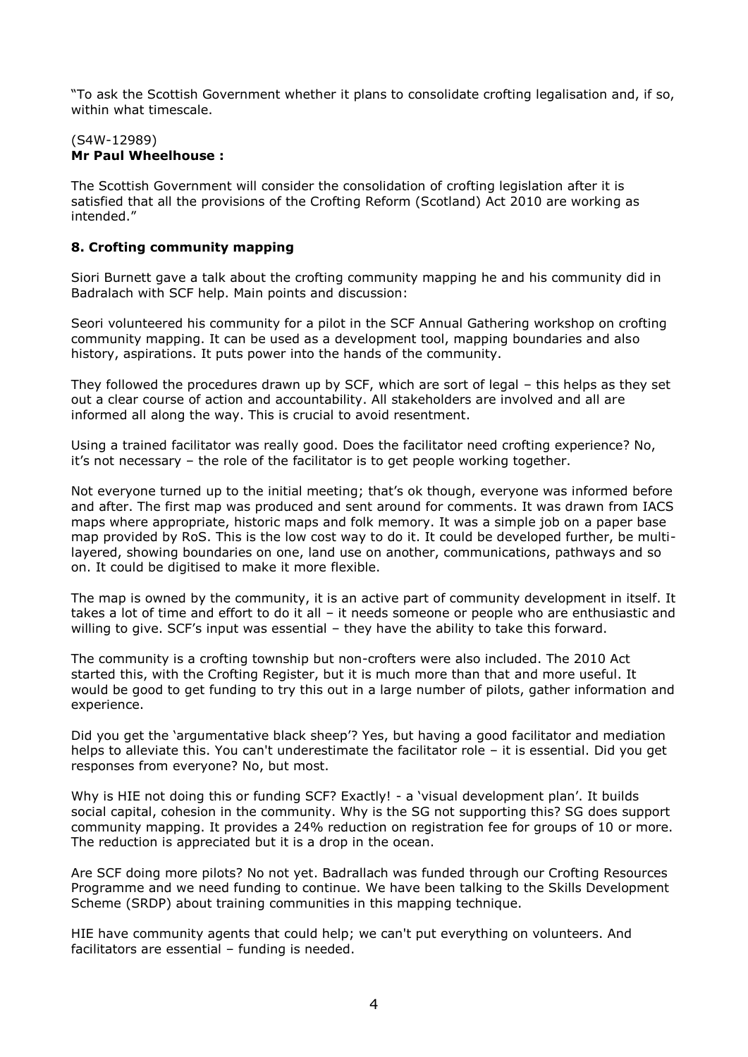"To ask the Scottish Government whether it plans to consolidate crofting legalisation and, if so, within what timescale.

(S4W-12989)
**Mr Paul Wheelhouse :**

The Scottish Government will consider the consolidation of crofting legislation after it is satisfied that all the provisions of the Crofting Reform (Scotland) Act 2010 are working as intended."

## 8. Crofting community mapping

Siori Burnett gave a talk about the crofting community mapping he and his community did in Badralach with SCF help. Main points and discussion:

Seori volunteered his community for a pilot in the SCF Annual Gathering workshop on crofting community mapping. It can be used as a development tool, mapping boundaries and also history, aspirations. It puts power into the hands of the community.

They followed the procedures drawn up by SCF, which are sort of legal – this helps as they set out a clear course of action and accountability. All stakeholders are involved and all are informed all along the way. This is crucial to avoid resentment.

Using a trained facilitator was really good. Does the facilitator need crofting experience? No, it's not necessary – the role of the facilitator is to get people working together.

Not everyone turned up to the initial meeting; that's ok though, everyone was informed before and after. The first map was produced and sent around for comments. It was drawn from IACS maps where appropriate, historic maps and folk memory. It was a simple job on a paper base map provided by RoS. This is the low cost way to do it. It could be developed further, be multi-layered, showing boundaries on one, land use on another, communications, pathways and so on. It could be digitised to make it more flexible.

The map is owned by the community, it is an active part of community development in itself. It takes a lot of time and effort to do it all – it needs someone or people who are enthusiastic and willing to give. SCF's input was essential – they have the ability to take this forward.

The community is a crofting township but non-crofters were also included. The 2010 Act started this, with the Crofting Register, but it is much more than that and more useful. It would be good to get funding to try this out in a large number of pilots, gather information and experience.

Did you get the 'argumentative black sheep'? Yes, but having a good facilitator and mediation helps to alleviate this. You can't underestimate the facilitator role – it is essential. Did you get responses from everyone? No, but most.

Why is HIE not doing this or funding SCF? Exactly! - a 'visual development plan'. It builds social capital, cohesion in the community. Why is the SG not supporting this? SG does support community mapping. It provides a 24% reduction on registration fee for groups of 10 or more. The reduction is appreciated but it is a drop in the ocean.

Are SCF doing more pilots? No not yet. Badrallach was funded through our Crofting Resources Programme and we need funding to continue. We have been talking to the Skills Development Scheme (SRDP) about training communities in this mapping technique.

HIE have community agents that could help; we can't put everything on volunteers. And facilitators are essential – funding is needed.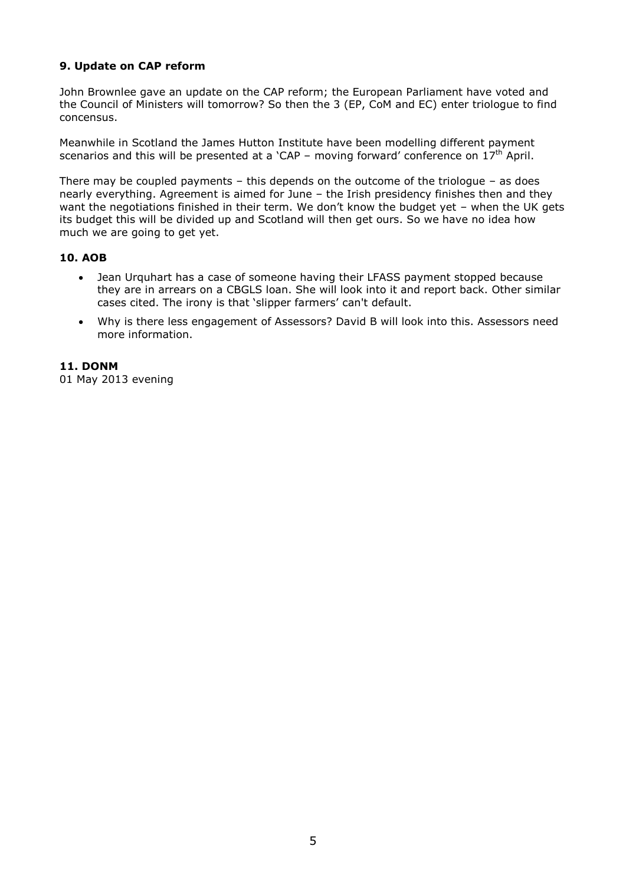**9. Update on CAP reform**

John Brownlee gave an update on the CAP reform; the European Parliament have voted and the Council of Ministers will tomorrow? So then the 3 (EP, CoM and EC) enter triologue to find concensus.

Meanwhile in Scotland the James Hutton Institute have been modelling different payment scenarios and this will be presented at a 'CAP – moving forward' conference on 17th April.

There may be coupled payments – this depends on the outcome of the triologue – as does nearly everything. Agreement is aimed for June – the Irish presidency finishes then and they want the negotiations finished in their term. We don't know the budget yet – when the UK gets its budget this will be divided up and Scotland will then get ours. So we have no idea how much we are going to get yet.

**10. AOB**

- Jean Urquhart has a case of someone having their LFASS payment stopped because they are in arrears on a CBGLS loan. She will look into it and report back. Other similar cases cited. The irony is that 'slipper farmers' can't default.
- Why is there less engagement of Assessors? David B will look into this. Assessors need more information.

**11. DONM**

01 May 2013 evening